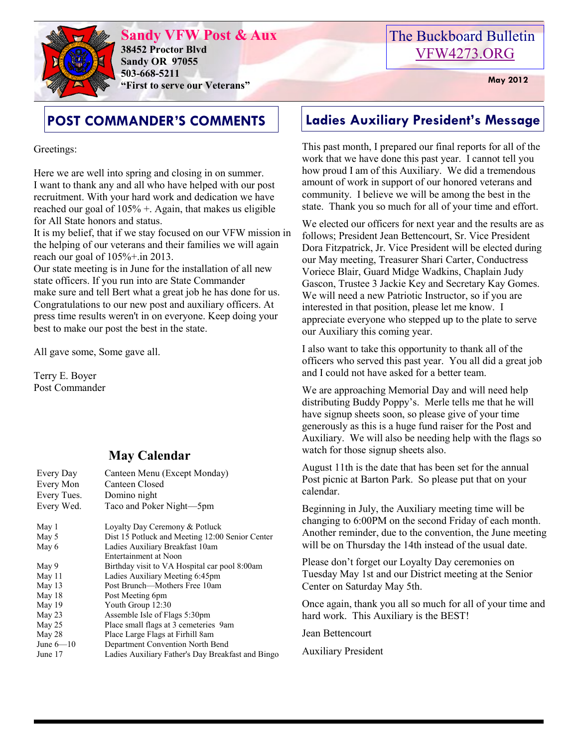# Sandy VFW Post & Aux

**38452 Proctor Blvd**
**Sandy OR 97055**
**503-668-5211**
**"First to serve our Veterans"**

The Buckboard Bulletin
VFW4273.ORG

**May 2012**

## POST COMMANDER'S COMMENTS

Greetings:

Here we are well into spring and closing in on summer. I want to thank any and all who have helped with our post recruitment. With your hard work and dedication we have reached our goal of 105% +. Again, that makes us eligible for All State honors and status.
It is my belief, that if we stay focused on our VFW mission in the helping of our veterans and their families we will again reach our goal of 105%+.in 2013.
Our state meeting is in June for the installation of all new state officers. If you run into are State Commander make sure and tell Bert what a great job he has done for us. Congratulations to our new post and auxiliary officers. At press time results weren't in on everyone. Keep doing your best to make our post the best in the state.

All gave some, Some gave all.

Terry E. Boyer
Post Commander

## May Calendar

| | |
|---|---|
| Every Day | Canteen Menu (Except Monday) |
| Every Mon | Canteen Closed |
| Every Tues. | Domino night |
| Every Wed. | Taco and Poker Night—5pm |
| May 1 | Loyalty Day Ceremony & Potluck |
| May 5 | Dist 15 Potluck and Meeting 12:00 Senior Center |
| May 6 | Ladies Auxiliary Breakfast 10am Entertainment at Noon |
| May 9 | Birthday visit to VA Hospital car pool 8:00am |
| May 11 | Ladies Auxiliary Meeting 6:45pm |
| May 13 | Post Brunch—Mothers Free 10am |
| May 18 | Post Meeting 6pm |
| May 19 | Youth Group 12:30 |
| May 23 | Assemble Isle of Flags 5:30pm |
| May 25 | Place small flags at 3 cemeteries 9am |
| May 28 | Place Large Flags at Firhill 8am |
| June 6—10 | Department Convention North Bend |
| June 17 | Ladies Auxiliary Father's Day Breakfast and Bingo |

## Ladies Auxiliary President's Message

This past month, I prepared our final reports for all of the work that we have done this past year. I cannot tell you how proud I am of this Auxiliary. We did a tremendous amount of work in support of our honored veterans and community. I believe we will be among the best in the state. Thank you so much for all of your time and effort.

We elected our officers for next year and the results are as follows; President Jean Bettencourt, Sr. Vice President Dora Fitzpatrick, Jr. Vice President will be elected during our May meeting, Treasurer Shari Carter, Conductress Voriece Blair, Guard Midge Wadkins, Chaplain Judy Gascon, Trustee 3 Jackie Key and Secretary Kay Gomes. We will need a new Patriotic Instructor, so if you are interested in that position, please let me know. I appreciate everyone who stepped up to the plate to serve our Auxiliary this coming year.

I also want to take this opportunity to thank all of the officers who served this past year. You all did a great job and I could not have asked for a better team.

We are approaching Memorial Day and will need help distributing Buddy Poppy's. Merle tells me that he will have signup sheets soon, so please give of your time generously as this is a huge fund raiser for the Post and Auxiliary. We will also be needing help with the flags so watch for those signup sheets also.

August 11th is the date that has been set for the annual Post picnic at Barton Park. So please put that on your calendar.

Beginning in July, the Auxiliary meeting time will be changing to 6:00PM on the second Friday of each month. Another reminder, due to the convention, the June meeting will be on Thursday the 14th instead of the usual date.

Please don't forget our Loyalty Day ceremonies on Tuesday May 1st and our District meeting at the Senior Center on Saturday May 5th.

Once again, thank you all so much for all of your time and hard work. This Auxiliary is the BEST!

Jean Bettencourt

Auxiliary President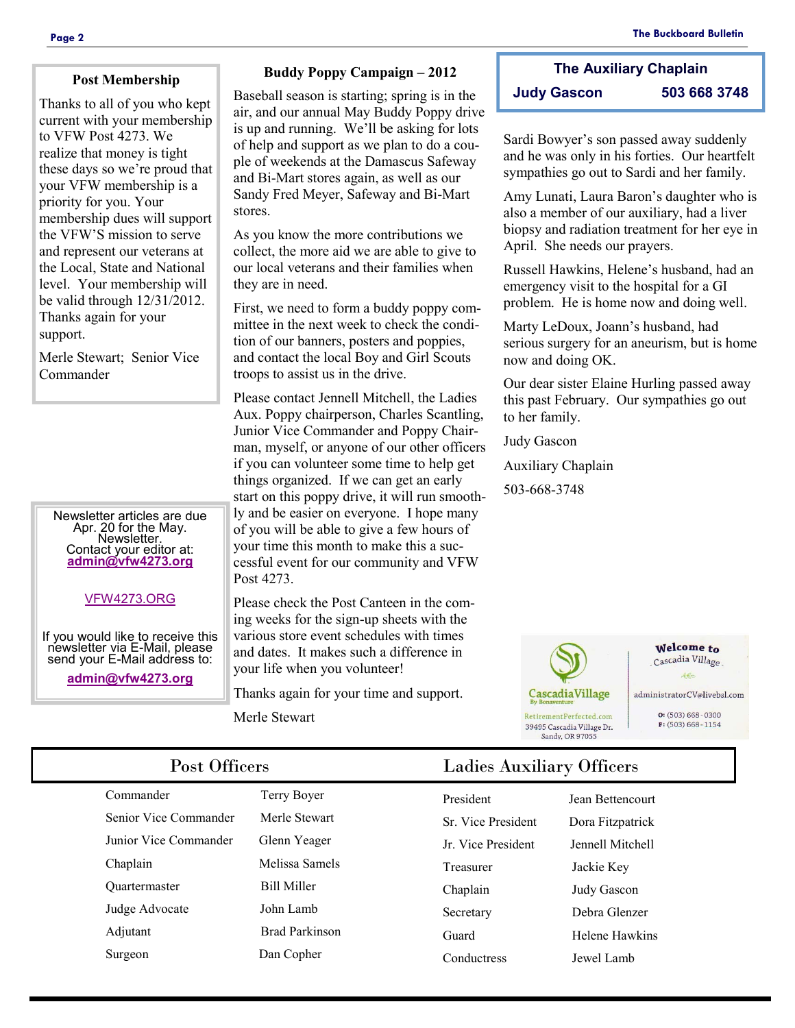## Post Membership

Thanks to all of you who kept current with your membership to VFW Post 4273. We realize that money is tight these days so we're proud that your VFW membership is a priority for you. Your membership dues will support the VFW'S mission to serve and represent our veterans at the Local, State and National level. Your membership will be valid through 12/31/2012. Thanks again for your support.

Merle Stewart; Senior Vice Commander

Newsletter articles are due Apr. 20 for the May. Newsletter.
Contact your editor at:
**admin@vfw4273.org**

VFW4273.ORG

If you would like to receive this newsletter via E-Mail, please send your E-Mail address to:
**admin@vfw4273.org**

## Buddy Poppy Campaign – 2012

Baseball season is starting; spring is in the air, and our annual May Buddy Poppy drive is up and running. We'll be asking for lots of help and support as we plan to do a couple of weekends at the Damascus Safeway and Bi-Mart stores again, as well as our Sandy Fred Meyer, Safeway and Bi-Mart stores.

As you know the more contributions we collect, the more aid we are able to give to our local veterans and their families when they are in need.

First, we need to form a buddy poppy committee in the next week to check the condition of our banners, posters and poppies, and contact the local Boy and Girl Scouts troops to assist us in the drive.

Please contact Jennell Mitchell, the Ladies Aux. Poppy chairperson, Charles Scantling, Junior Vice Commander and Poppy Chairman, myself, or anyone of our other officers if you can volunteer some time to help get things organized. If we can get an early start on this poppy drive, it will run smoothly and be easier on everyone. I hope many of you will be able to give a few hours of your time this month to make this a successful event for our community and VFW Post 4273.

Please check the Post Canteen in the coming weeks for the sign-up sheets with the various store event schedules with times and dates. It makes such a difference in your life when you volunteer!

Thanks again for your time and support.

Merle Stewart

## The Auxiliary Chaplain

**Judy Gascon 503 668 3748**

Sardi Bowyer's son passed away suddenly and he was only in his forties. Our heartfelt sympathies go out to Sardi and her family.

Amy Lunati, Laura Baron's daughter who is also a member of our auxiliary, had a liver biopsy and radiation treatment for her eye in April. She needs our prayers.

Russell Hawkins, Helene's husband, had an emergency visit to the hospital for a GI problem. He is home now and doing well.

Marty LeDoux, Joann's husband, had serious surgery for an aneurism, but is home now and doing OK.

Our dear sister Elaine Hurling passed away this past February. Our sympathies go out to her family.

Judy Gascon

Auxiliary Chaplain

503-668-3748

Welcome to Cascadia Village

Cascadia Village By Bonaventure
RetirementPerfected.com
39495 Cascadia Village Dr.
Sandy, OR 97055

administratorCV@livebsl.com
O: (503) 668-0300
F: (503) 668-1154

## Post Officers

| | |
|---|---|
| Commander | Terry Boyer |
| Senior Vice Commander | Merle Stewart |
| Junior Vice Commander | Glenn Yeager |
| Chaplain | Melissa Samels |
| Quartermaster | Bill Miller |
| Judge Advocate | John Lamb |
| Adjutant | Brad Parkinson |
| Surgeon | Dan Copher |

## Ladies Auxiliary Officers

| | |
|---|---|
| President | Jean Bettencourt |
| Sr. Vice President | Dora Fitzpatrick |
| Jr. Vice President | Jennell Mitchell |
| Treasurer | Jackie Key |
| Chaplain | Judy Gascon |
| Secretary | Debra Glenzer |
| Guard | Helene Hawkins |
| Conductress | Jewel Lamb |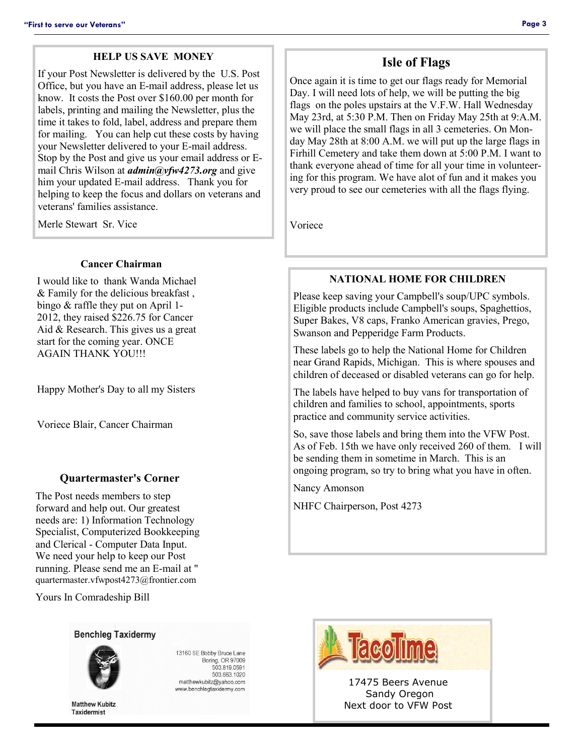## HELP US SAVE MONEY

If your Post Newsletter is delivered by the U.S. Post Office, but you have an E-mail address, please let us know. It costs the Post over $160.00 per month for labels, printing and mailing the Newsletter, plus the time it takes to fold, label, address and prepare them for mailing. You can help cut these costs by having your Newsletter delivered to your E-mail address. Stop by the Post and give us your email address or E-mail Chris Wilson at ***admin@vfw4273.org*** and give him your updated E-mail address. Thank you for helping to keep the focus and dollars on veterans and veterans' families assistance.

Merle Stewart Sr. Vice

## Cancer Chairman

I would like to thank Wanda Michael & Family for the delicious breakfast , bingo & raffle they put on April 1-2012, they raised $226.75 for Cancer Aid & Research. This gives us a great start for the coming year. ONCE AGAIN THANK YOU!!!

Happy Mother's Day to all my Sisters

Voriece Blair, Cancer Chairman

## Quartermaster's Corner

The Post needs members to step forward and help out. Our greatest needs are: 1) Information Technology Specialist, Computerized Bookkeeping and Clerical - Computer Data Input. We need your help to keep our Post running. Please send me an E-mail at " quartermaster.vfwpost4273@frontier.com

Yours In Comradeship Bill

## Isle of Flags

Once again it is time to get our flags ready for Memorial Day. I will need lots of help, we will be putting the big flags on the poles upstairs at the V.F.W. Hall Wednesday May 23rd, at 5:30 P.M. Then on Friday May 25th at 9:A.M. we will place the small flags in all 3 cemeteries. On Monday May 28th at 8:00 A.M. we will put up the large flags in Firhill Cemetery and take them down at 5:00 P.M. I want to thank everyone ahead of time for all your time in volunteering for this program. We have alot of fun and it makes you very proud to see our cemeteries with all the flags flying.

Voriece

## NATIONAL HOME FOR CHILDREN

Please keep saving your Campbell's soup/UPC symbols. Eligible products include Campbell's soups, Spaghettios, Super Bakes, V8 caps, Franko American gravies, Prego, Swanson and Pepperidge Farm Products.

These labels go to help the National Home for Children near Grand Rapids, Michigan. This is where spouses and children of deceased or disabled veterans can go for help.

The labels have helped to buy vans for transportation of children and families to school, appointments, sports practice and community service activities.

So, save those labels and bring them into the VFW Post. As of Feb. 15th we have only received 260 of them. I will be sending them in sometime in March. This is an ongoing program, so try to bring what you have in often.

Nancy Amonson

NHFC Chairperson, Post 4273

**Benchleg Taxidermy**

13160 SE Bobby Bruce Lane
Boring, OR 97009
503.819.0591
503.663.1020
matthewkubitz@yahoo.com
www.benchlegtaxidermy.com

Matthew Kubitz
Taxidermist

**TacoTime**

17475 Beers Avenue
Sandy Oregon
Next door to VFW Post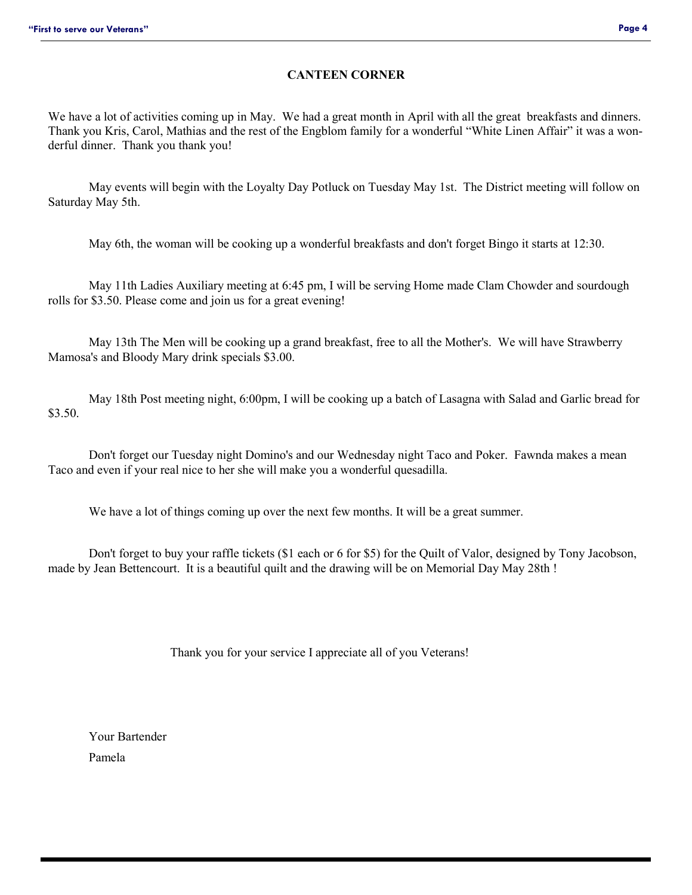## CANTEEN CORNER

We have a lot of activities coming up in May. We had a great month in April with all the great breakfasts and dinners. Thank you Kris, Carol, Mathias and the rest of the Engblom family for a wonderful "White Linen Affair" it was a wonderful dinner. Thank you thank you!

May events will begin with the Loyalty Day Potluck on Tuesday May 1st. The District meeting will follow on Saturday May 5th.

May 6th, the woman will be cooking up a wonderful breakfasts and don't forget Bingo it starts at 12:30.

May 11th Ladies Auxiliary meeting at 6:45 pm, I will be serving Home made Clam Chowder and sourdough rolls for $3.50. Please come and join us for a great evening!

May 13th The Men will be cooking up a grand breakfast, free to all the Mother's. We will have Strawberry Mamosa's and Bloody Mary drink specials $3.00.

May 18th Post meeting night, 6:00pm, I will be cooking up a batch of Lasagna with Salad and Garlic bread for $3.50.

Don't forget our Tuesday night Domino's and our Wednesday night Taco and Poker. Fawnda makes a mean Taco and even if your real nice to her she will make you a wonderful quesadilla.

We have a lot of things coming up over the next few months. It will be a great summer.

Don't forget to buy your raffle tickets ($1 each or 6 for $5) for the Quilt of Valor, designed by Tony Jacobson, made by Jean Bettencourt. It is a beautiful quilt and the drawing will be on Memorial Day May 28th !

Thank you for your service I appreciate all of you Veterans!

Your Bartender

Pamela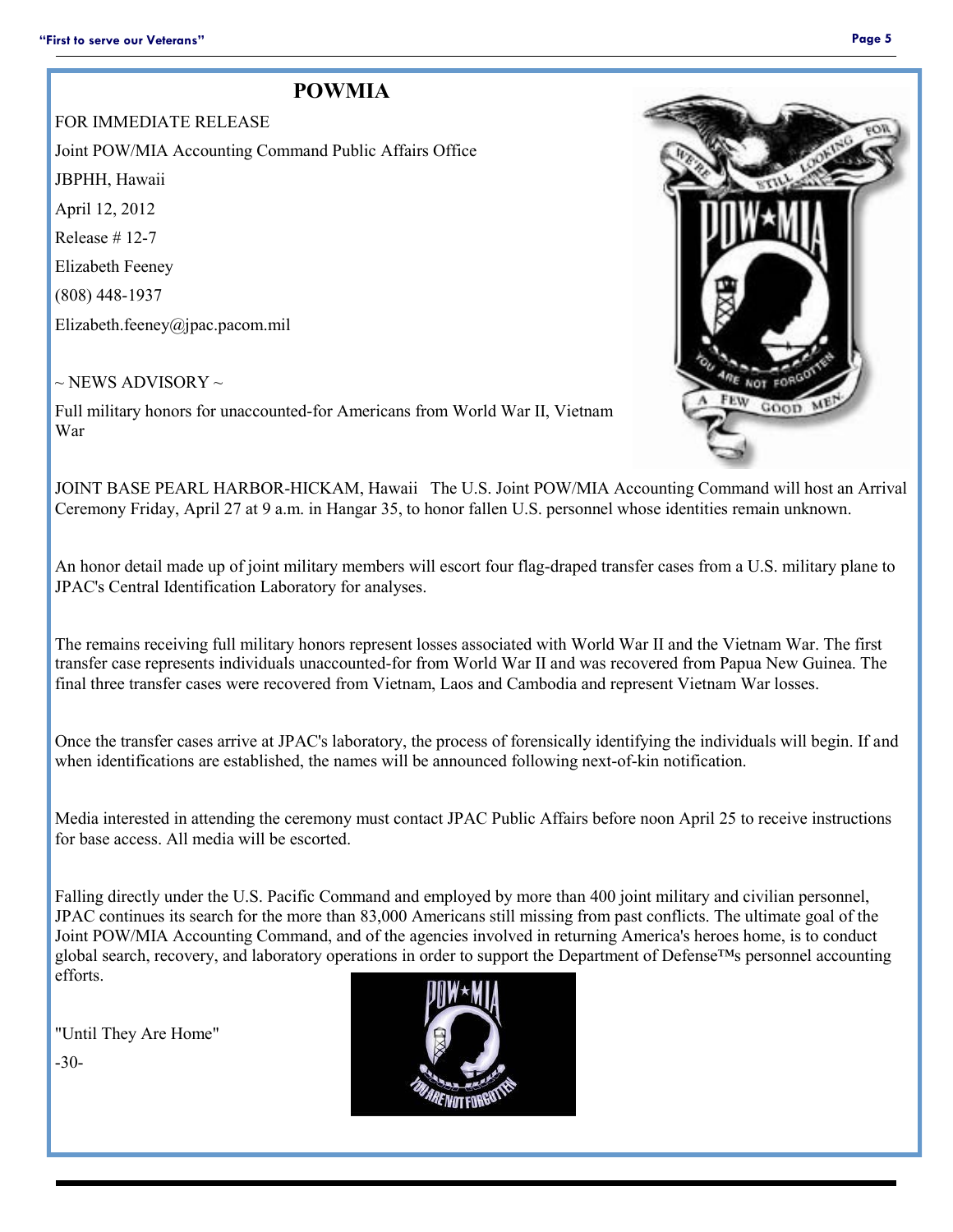# POWMIA

FOR IMMEDIATE RELEASE

Joint POW/MIA Accounting Command Public Affairs Office

JBPHH, Hawaii

April 12, 2012

Release # 12-7

Elizabeth Feeney

(808) 448-1937

Elizabeth.feeney@jpac.pacom.mil

~ NEWS ADVISORY ~

Full military honors for unaccounted-for Americans from World War II, Vietnam War

JOINT BASE PEARL HARBOR-HICKAM, Hawaii The U.S. Joint POW/MIA Accounting Command will host an Arrival Ceremony Friday, April 27 at 9 a.m. in Hangar 35, to honor fallen U.S. personnel whose identities remain unknown.

An honor detail made up of joint military members will escort four flag-draped transfer cases from a U.S. military plane to JPAC's Central Identification Laboratory for analyses.

The remains receiving full military honors represent losses associated with World War II and the Vietnam War. The first transfer case represents individuals unaccounted-for from World War II and was recovered from Papua New Guinea. The final three transfer cases were recovered from Vietnam, Laos and Cambodia and represent Vietnam War losses.

Once the transfer cases arrive at JPAC's laboratory, the process of forensically identifying the individuals will begin. If and when identifications are established, the names will be announced following next-of-kin notification.

Media interested in attending the ceremony must contact JPAC Public Affairs before noon April 25 to receive instructions for base access. All media will be escorted.

Falling directly under the U.S. Pacific Command and employed by more than 400 joint military and civilian personnel, JPAC continues its search for the more than 83,000 Americans still missing from past conflicts. The ultimate goal of the Joint POW/MIA Accounting Command, and of the agencies involved in returning America's heroes home, is to conduct global search, recovery, and laboratory operations in order to support the Department of Defense™s personnel accounting efforts.

"Until They Are Home"

-30-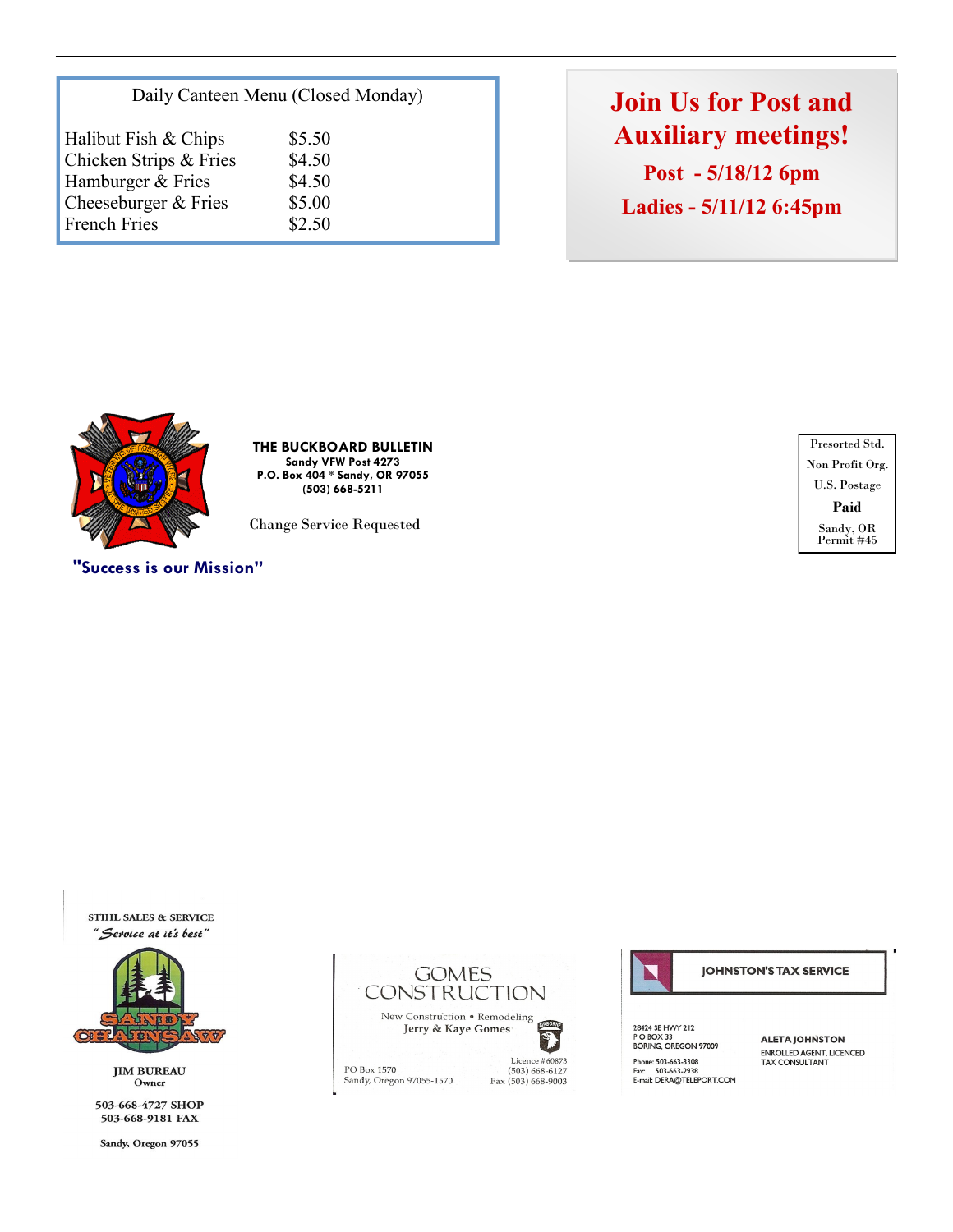Daily Canteen Menu (Closed Monday)

| | |
|---|---|
| Halibut Fish & Chips | $5.50 |
| Chicken Strips & Fries | $4.50 |
| Hamburger & Fries | $4.50 |
| Cheeseburger & Fries | $5.00 |
| French Fries | $2.50 |

## Join Us for Post and Auxiliary meetings!

**Post - 5/18/12 6pm**

**Ladies - 5/11/12 6:45pm**

**THE BUCKBOARD BULLETIN**
**Sandy VFW Post 4273**
**P.O. Box 404 * Sandy, OR 97055**
**(503) 668-5211**

Change Service Requested

**"Success is our Mission"**

Presorted Std.
Non Profit Org.
U.S. Postage
**Paid**
Sandy, OR
Permit #45

STIHL SALES & SERVICE
*"Service at it's best"*
SANDY CHAINSAW
JIM BUREAU
Owner
503-668-4727 SHOP
503-668-9181 FAX
Sandy, Oregon 97055

GOMES CONSTRUCTION
New Construction • Remodeling
Jerry & Kaye Gomes
Licence # 60873
(503) 668-6127
Fax (503) 668-9003
PO Box 1570
Sandy, Oregon 97055-1570

JOHNSTON'S TAX SERVICE
28424 SE HWY 212
P O BOX 33
BORING, OREGON 97009
Phone: 503-663-3308
Fax: 503-663-2938
E-mail: DERA@TELEPORT.COM
ALETA JOHNSTON
ENROLLED AGENT, LICENCED TAX CONSULTANT